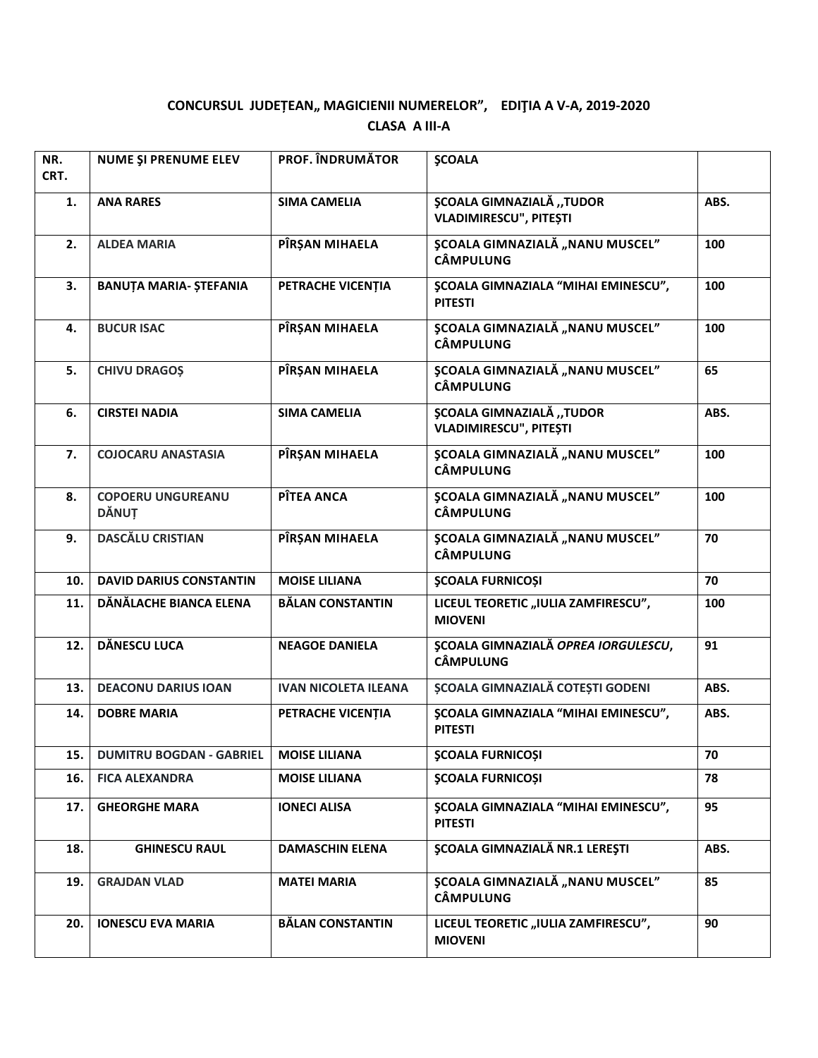**CONCURSUL JUDEȚEAN„ MAGICIENII NUMERELOR”, EDIŢIA A V-A, 2019-2020**

**CLASA A III-A**

| NR. CRT. | NUME ŞI PRENUME ELEV | PROF. ÎNDRUMĂTOR | ŞCOALA | |
|---|---|---|---|---|
| 1. | ANA RARES | SIMA CAMELIA | ŞCOALA GIMNAZIALĂ ,,TUDOR VLADIMIRESCU", PITEȘTI | ABS. |
| 2. | ALDEA MARIA | PÎRȘAN MIHAELA | ŞCOALA GIMNAZIALĂ „NANU MUSCEL” CÂMPULUNG | 100 |
| 3. | BANUȚA MARIA- ȘTEFANIA | PETRACHE VICENȚIA | ŞCOALA GIMNAZIALA “MIHAI EMINESCU”, PITESTI | 100 |
| 4. | BUCUR ISAC | PÎRȘAN MIHAELA | ŞCOALA GIMNAZIALĂ „NANU MUSCEL” CÂMPULUNG | 100 |
| 5. | CHIVU DRAGOȘ | PÎRȘAN MIHAELA | ŞCOALA GIMNAZIALĂ „NANU MUSCEL” CÂMPULUNG | 65 |
| 6. | CIRSTEI NADIA | SIMA CAMELIA | ŞCOALA GIMNAZIALĂ ,,TUDOR VLADIMIRESCU", PITEȘTI | ABS. |
| 7. | COJOCARU ANASTASIA | PÎRȘAN MIHAELA | ŞCOALA GIMNAZIALĂ „NANU MUSCEL” CÂMPULUNG | 100 |
| 8. | COPOERU UNGUREANU DĂNUȚ | PÎTEA ANCA | ŞCOALA GIMNAZIALĂ „NANU MUSCEL” CÂMPULUNG | 100 |
| 9. | DASCĂLU CRISTIAN | PÎRȘAN MIHAELA | ŞCOALA GIMNAZIALĂ „NANU MUSCEL” CÂMPULUNG | 70 |
| 10. | DAVID DARIUS CONSTANTIN | MOISE LILIANA | ŞCOALA FURNICOȘI | 70 |
| 11. | DĂNĂLACHE BIANCA ELENA | BĂLAN CONSTANTIN | LICEUL TEORETIC „IULIA ZAMFIRESCU”, MIOVENI | 100 |
| 12. | DĂNESCU LUCA | NEAGOE DANIELA | ŞCOALA GIMNAZIALĂ *OPREA IORGULESCU*, CÂMPULUNG | 91 |
| 13. | DEACONU DARIUS IOAN | IVAN NICOLETA ILEANA | ŞCOALA GIMNAZIALĂ COTEȘTI GODENI | ABS. |
| 14. | DOBRE MARIA | PETRACHE VICENȚIA | ŞCOALA GIMNAZIALA “MIHAI EMINESCU”, PITESTI | ABS. |
| 15. | DUMITRU BOGDAN - GABRIEL | MOISE LILIANA | ŞCOALA FURNICOȘI | 70 |
| 16. | FICA ALEXANDRA | MOISE LILIANA | ŞCOALA FURNICOȘI | 78 |
| 17. | GHEORGHE MARA | IONECI ALISA | ŞCOALA GIMNAZIALA “MIHAI EMINESCU”, PITESTI | 95 |
| 18. | GHINESCU RAUL | DAMASCHIN ELENA | ŞCOALA GIMNAZIALĂ NR.1 LEREŞTI | ABS. |
| 19. | GRAJDAN VLAD | MATEI MARIA | ŞCOALA GIMNAZIALĂ „NANU MUSCEL” CÂMPULUNG | 85 |
| 20. | IONESCU EVA MARIA | BĂLAN CONSTANTIN | LICEUL TEORETIC „IULIA ZAMFIRESCU”, MIOVENI | 90 |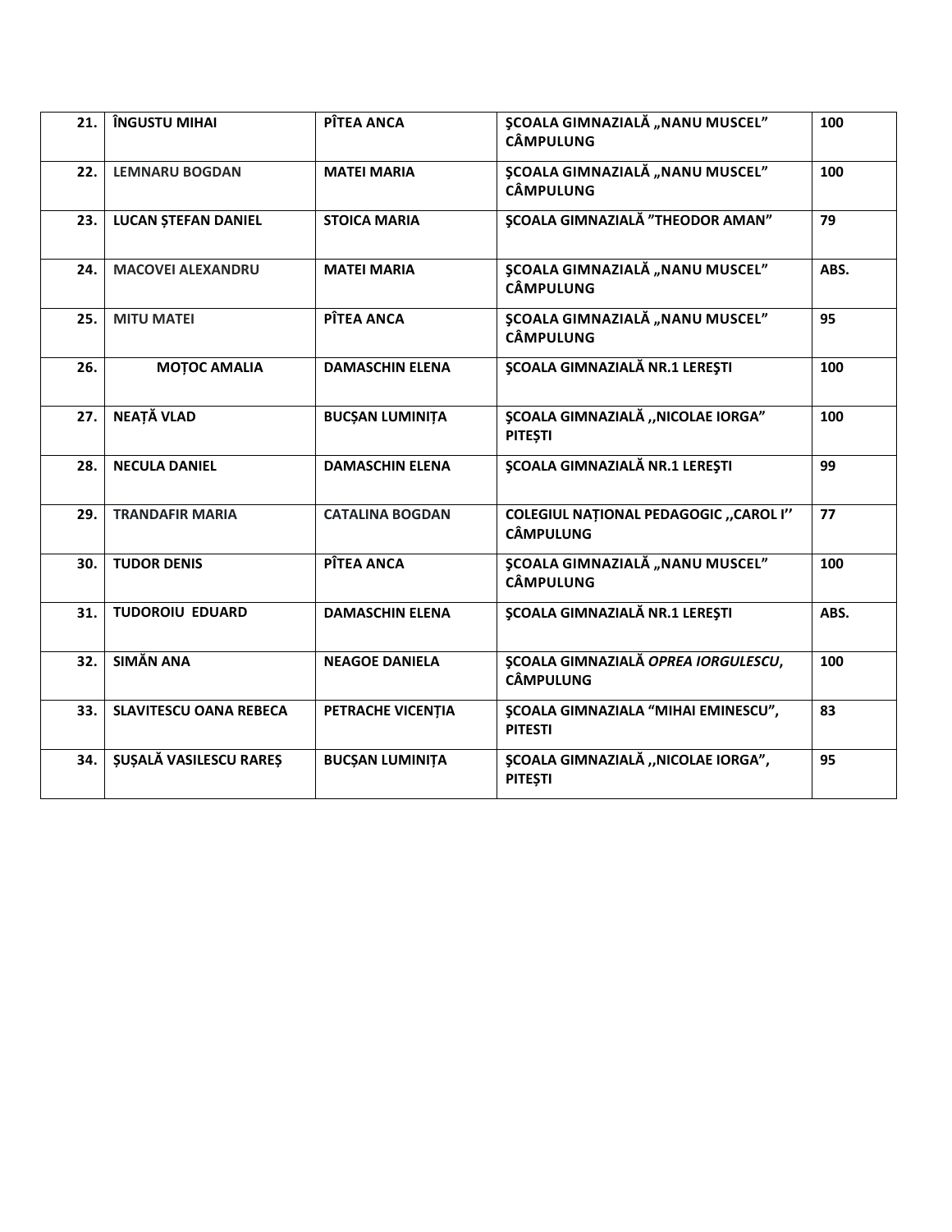| | | | | |
|---|---|---|---|---|
| 21. | ÎNGUSTU MIHAI | PÎTEA ANCA | ŞCOALA GIMNAZIALĂ „NANU MUSCEL” CÂMPULUNG | 100 |
| 22. | LEMNARU BOGDAN | MATEI MARIA | ŞCOALA GIMNAZIALĂ „NANU MUSCEL” CÂMPULUNG | 100 |
| 23. | LUCAN ȘTEFAN DANIEL | STOICA MARIA | ŞCOALA GIMNAZIALĂ ”THEODOR AMAN” | 79 |
| 24. | MACOVEI ALEXANDRU | MATEI MARIA | ŞCOALA GIMNAZIALĂ „NANU MUSCEL” CÂMPULUNG | ABS. |
| 25. | MITU MATEI | PÎTEA ANCA | ŞCOALA GIMNAZIALĂ „NANU MUSCEL” CÂMPULUNG | 95 |
| 26. | MOȚOC AMALIA | DAMASCHIN ELENA | ŞCOALA GIMNAZIALĂ NR.1 LEREŞTI | 100 |
| 27. | NEAȚĂ VLAD | BUCȘAN LUMINIȚA | ŞCOALA GIMNAZIALĂ ,,NICOLAE IORGA” PITEȘTI | 100 |
| 28. | NECULA DANIEL | DAMASCHIN ELENA | ŞCOALA GIMNAZIALĂ NR.1 LEREŞTI | 99 |
| 29. | TRANDAFIR MARIA | CATALINA BOGDAN | COLEGIUL NAȚIONAL PEDAGOGIC ,,CAROL I’’ CÂMPULUNG | 77 |
| 30. | TUDOR DENIS | PÎTEA ANCA | ŞCOALA GIMNAZIALĂ „NANU MUSCEL” CÂMPULUNG | 100 |
| 31. | TUDOROIU EDUARD | DAMASCHIN ELENA | ŞCOALA GIMNAZIALĂ NR.1 LEREŞTI | ABS. |
| 32. | SIMĂN ANA | NEAGOE DANIELA | ŞCOALA GIMNAZIALĂ *OPREA IORGULESCU*, CÂMPULUNG | 100 |
| 33. | SLAVITESCU OANA REBECA | PETRACHE VICENȚIA | ŞCOALA GIMNAZIALA “MIHAI EMINESCU”, PITESTI | 83 |
| 34. | ȘUȘALĂ VASILESCU RAREȘ | BUCȘAN LUMINIȚA | ŞCOALA GIMNAZIALĂ ,,NICOLAE IORGA”, PITEȘTI | 95 |